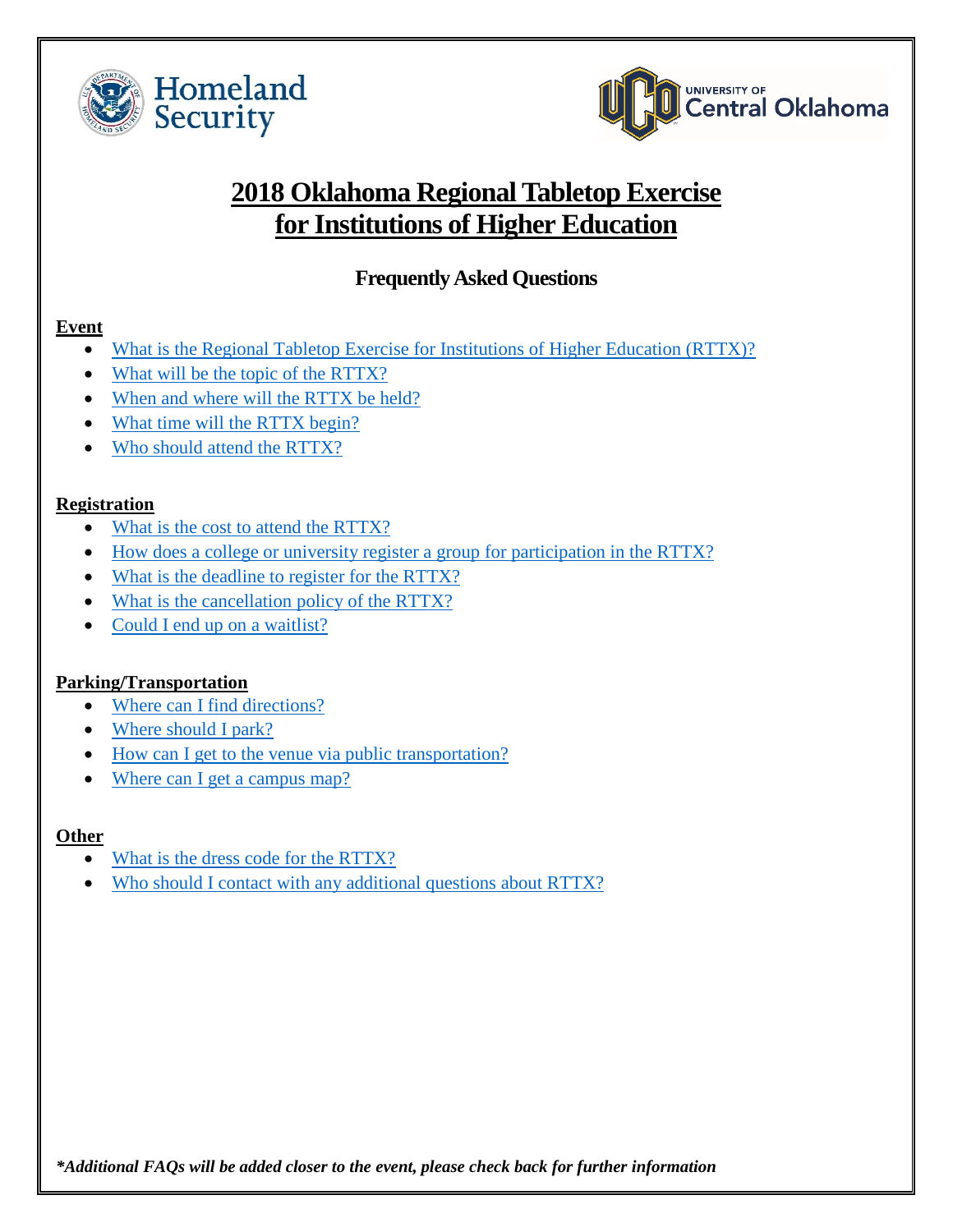# 2018 Oklahoma Regional Tabletop Exercise for Institutions of Higher Education

## Frequently Asked Questions

**Event**

- What is the Regional Tabletop Exercise for Institutions of Higher Education (RTTX)?
- What will be the topic of the RTTX?
- When and where will the RTTX be held?
- What time will the RTTX begin?
- Who should attend the RTTX?

**Registration**

- What is the cost to attend the RTTX?
- How does a college or university register a group for participation in the RTTX?
- What is the deadline to register for the RTTX?
- What is the cancellation policy of the RTTX?
- Could I end up on a waitlist?

**Parking/Transportation**

- Where can I find directions?
- Where should I park?
- How can I get to the venue via public transportation?
- Where can I get a campus map?

**Other**

- What is the dress code for the RTTX?
- Who should I contact with any additional questions about RTTX?

***Additional FAQs will be added closer to the event, please check back for further information***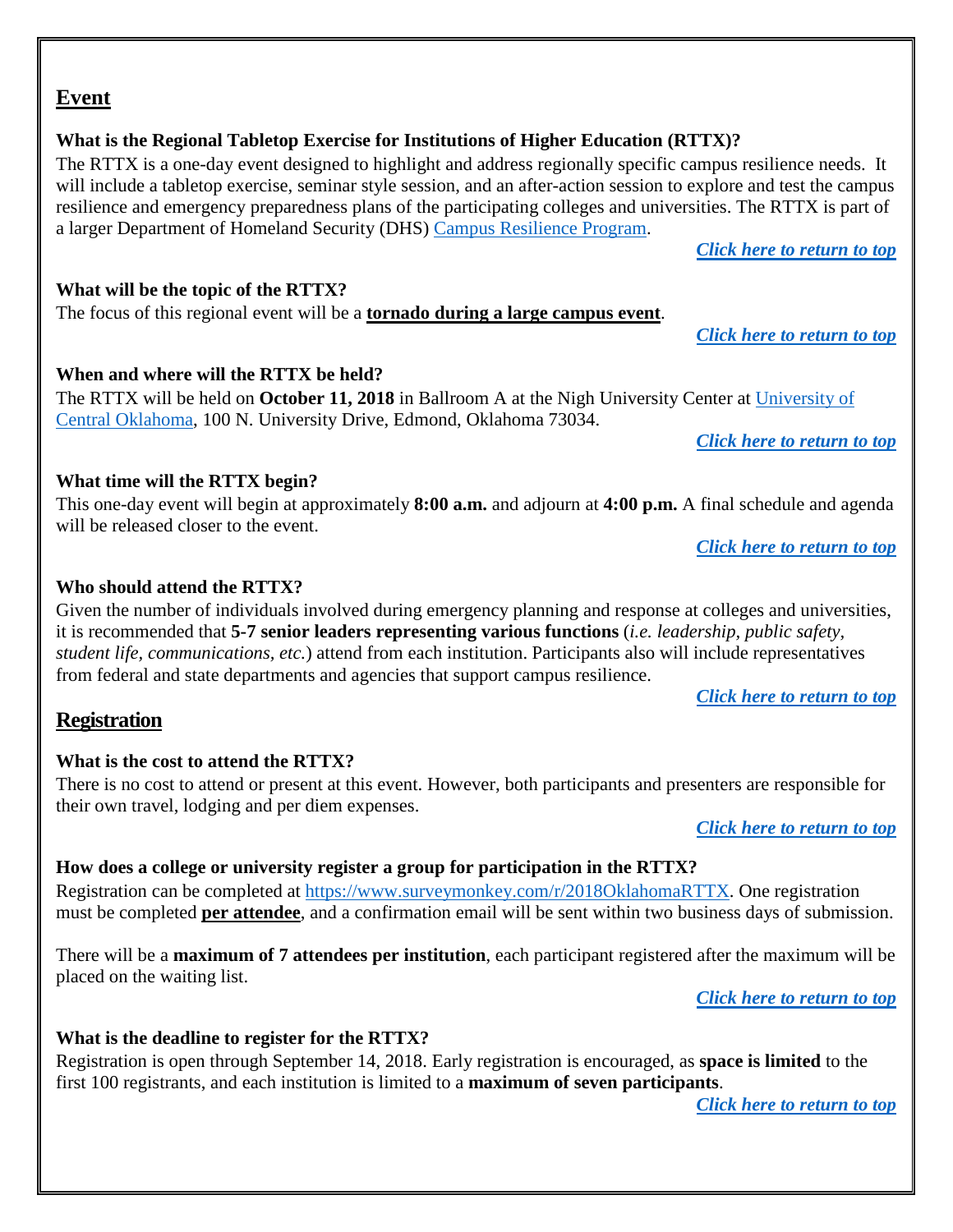## Event

### What is the Regional Tabletop Exercise for Institutions of Higher Education (RTTX)?

The RTTX is a one-day event designed to highlight and address regionally specific campus resilience needs. It will include a tabletop exercise, seminar style session, and an after-action session to explore and test the campus resilience and emergency preparedness plans of the participating colleges and universities. The RTTX is part of a larger Department of Homeland Security (DHS) Campus Resilience Program.

***Click here to return to top***

### What will be the topic of the RTTX?

The focus of this regional event will be a **tornado during a large campus event**.

***Click here to return to top***

### When and where will the RTTX be held?

The RTTX will be held on **October 11, 2018** in Ballroom A at the Nigh University Center at University of Central Oklahoma, 100 N. University Drive, Edmond, Oklahoma 73034.

***Click here to return to top***

### What time will the RTTX begin?

This one-day event will begin at approximately **8:00 a.m.** and adjourn at **4:00 p.m.** A final schedule and agenda will be released closer to the event.

***Click here to return to top***

### Who should attend the RTTX?

Given the number of individuals involved during emergency planning and response at colleges and universities, it is recommended that **5-7 senior leaders representing various functions** (*i.e. leadership, public safety, student life, communications, etc.*) attend from each institution. Participants also will include representatives from federal and state departments and agencies that support campus resilience.

***Click here to return to top***

## Registration

### What is the cost to attend the RTTX?

There is no cost to attend or present at this event. However, both participants and presenters are responsible for their own travel, lodging and per diem expenses.

***Click here to return to top***

### How does a college or university register a group for participation in the RTTX?

Registration can be completed at https://www.surveymonkey.com/r/2018OklahomaRTTX. One registration must be completed **per attendee**, and a confirmation email will be sent within two business days of submission.

There will be a **maximum of 7 attendees per institution**, each participant registered after the maximum will be placed on the waiting list.

***Click here to return to top***

### What is the deadline to register for the RTTX?

Registration is open through September 14, 2018. Early registration is encouraged, as **space is limited** to the first 100 registrants, and each institution is limited to a **maximum of seven participants**.

***Click here to return to top***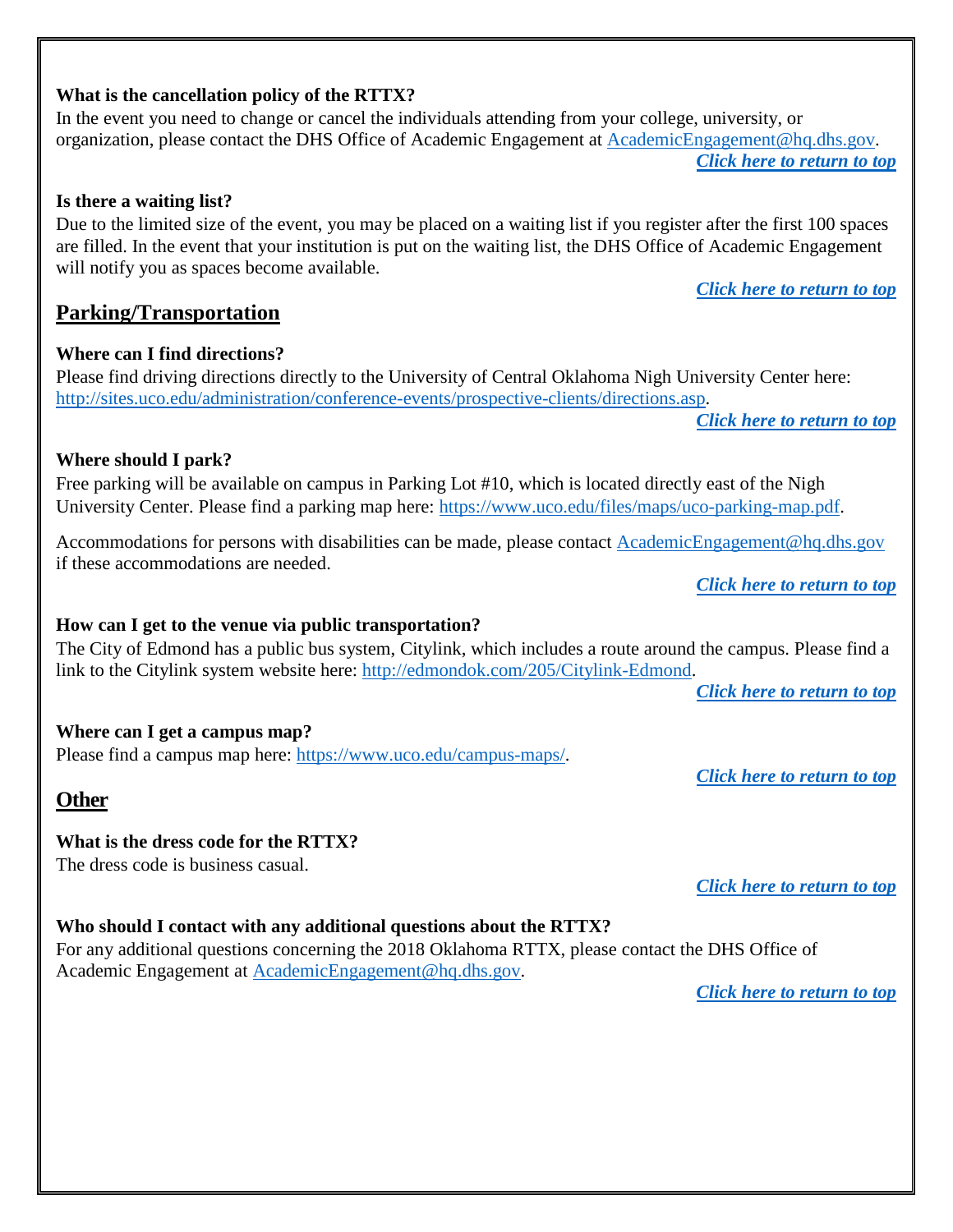**What is the cancellation policy of the RTTX?**

In the event you need to change or cancel the individuals attending from your college, university, or organization, please contact the DHS Office of Academic Engagement at AcademicEngagement@hq.dhs.gov.

***Click here to return to top***

**Is there a waiting list?**

Due to the limited size of the event, you may be placed on a waiting list if you register after the first 100 spaces are filled. In the event that your institution is put on the waiting list, the DHS Office of Academic Engagement will notify you as spaces become available.

***Click here to return to top***

## Parking/Transportation

**Where can I find directions?**

Please find driving directions directly to the University of Central Oklahoma Nigh University Center here: http://sites.uco.edu/administration/conference-events/prospective-clients/directions.asp.

***Click here to return to top***

**Where should I park?**

Free parking will be available on campus in Parking Lot #10, which is located directly east of the Nigh University Center. Please find a parking map here: https://www.uco.edu/files/maps/uco-parking-map.pdf.

Accommodations for persons with disabilities can be made, please contact AcademicEngagement@hq.dhs.gov if these accommodations are needed.

***Click here to return to top***

**How can I get to the venue via public transportation?**

The City of Edmond has a public bus system, Citylink, which includes a route around the campus. Please find a link to the Citylink system website here: http://edmondok.com/205/Citylink-Edmond.

***Click here to return to top***

**Where can I get a campus map?**

Please find a campus map here: https://www.uco.edu/campus-maps/.

***Click here to return to top***

## Other

**What is the dress code for the RTTX?**

The dress code is business casual.

***Click here to return to top***

**Who should I contact with any additional questions about the RTTX?**

For any additional questions concerning the 2018 Oklahoma RTTX, please contact the DHS Office of Academic Engagement at AcademicEngagement@hq.dhs.gov.

***Click here to return to top***